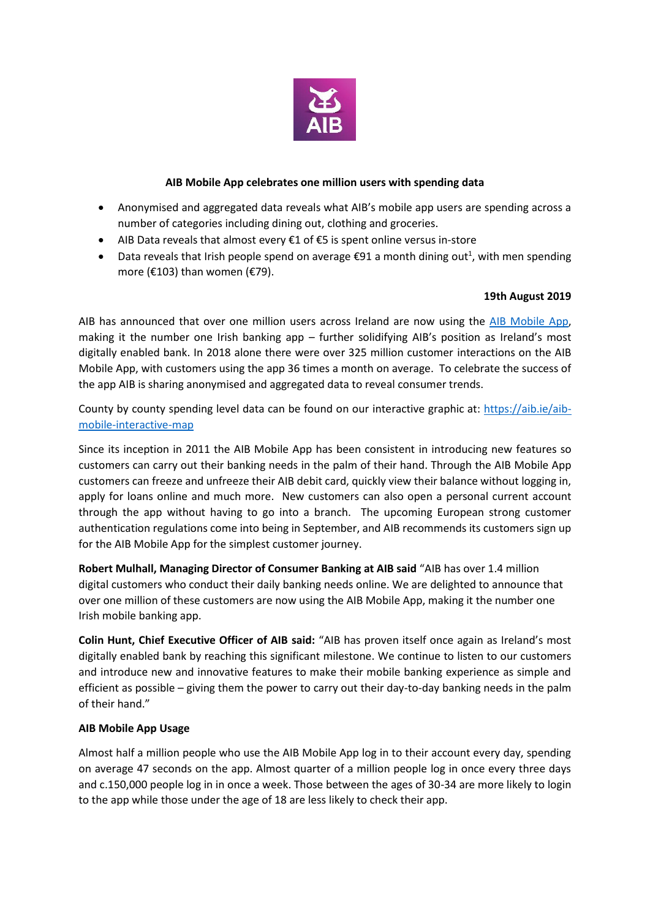**AIB Mobile App celebrates one million users with spending data**

- Anonymised and aggregated data reveals what AIB's mobile app users are spending across a number of categories including dining out, clothing and groceries.
- AIB Data reveals that almost every €1 of €5 is spent online versus in-store
- Data reveals that Irish people spend on average €91 a month dining out[1], with men spending more (€103) than women (€79).

**19th August 2019**

AIB has announced that over one million users across Ireland are now using the [AIB Mobile App](), making it the number one Irish banking app – further solidifying AIB's position as Ireland's most digitally enabled bank. In 2018 alone there were over 325 million customer interactions on the AIB Mobile App, with customers using the app 36 times a month on average. To celebrate the success of the app AIB is sharing anonymised and aggregated data to reveal consumer trends.

County by county spending level data can be found on our interactive graphic at: [https://aib.ie/aib-mobile-interactive-map](https://aib.ie/aib-mobile-interactive-map)

Since its inception in 2011 the AIB Mobile App has been consistent in introducing new features so customers can carry out their banking needs in the palm of their hand. Through the AIB Mobile App customers can freeze and unfreeze their AIB debit card, quickly view their balance without logging in, apply for loans online and much more. New customers can also open a personal current account through the app without having to go into a branch. The upcoming European strong customer authentication regulations come into being in September, and AIB recommends its customers sign up for the AIB Mobile App for the simplest customer journey.

**Robert Mulhall, Managing Director of Consumer Banking at AIB said** "AIB has over 1.4 million digital customers who conduct their daily banking needs online. We are delighted to announce that over one million of these customers are now using the AIB Mobile App, making it the number one Irish mobile banking app.

**Colin Hunt, Chief Executive Officer of AIB said:** "AIB has proven itself once again as Ireland's most digitally enabled bank by reaching this significant milestone. We continue to listen to our customers and introduce new and innovative features to make their mobile banking experience as simple and efficient as possible – giving them the power to carry out their day-to-day banking needs in the palm of their hand."

**AIB Mobile App Usage**

Almost half a million people who use the AIB Mobile App log in to their account every day, spending on average 47 seconds on the app. Almost quarter of a million people log in once every three days and c.150,000 people log in in once a week. Those between the ages of 30-34 are more likely to login to the app while those under the age of 18 are less likely to check their app.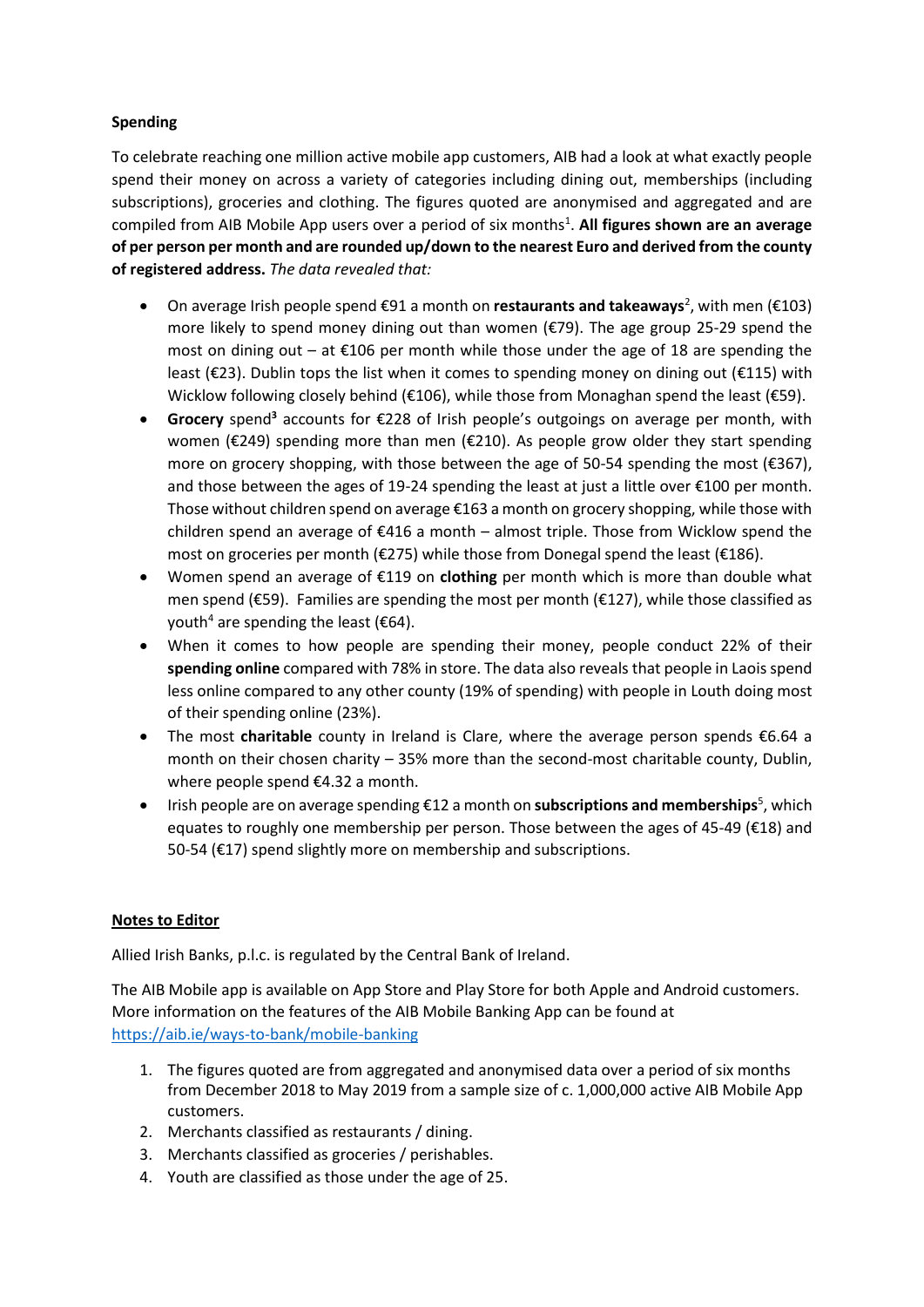**Spending**

To celebrate reaching one million active mobile app customers, AIB had a look at what exactly people spend their money on across a variety of categories including dining out, memberships (including subscriptions), groceries and clothing. The figures quoted are anonymised and aggregated and are compiled from AIB Mobile App users over a period of six months[1]. **All figures shown are an average of per person per month and are rounded up/down to the nearest Euro and derived from the county of registered address.** *The data revealed that:*

- On average Irish people spend €91 a month on **restaurants and takeaways**[2], with men (€103) more likely to spend money dining out than women (€79). The age group 25-29 spend the most on dining out – at €106 per month while those under the age of 18 are spending the least (€23). Dublin tops the list when it comes to spending money on dining out (€115) with Wicklow following closely behind (€106), while those from Monaghan spend the least (€59).
- **Grocery** spend[3] accounts for €228 of Irish people's outgoings on average per month, with women (€249) spending more than men (€210). As people grow older they start spending more on grocery shopping, with those between the age of 50-54 spending the most (€367), and those between the ages of 19-24 spending the least at just a little over €100 per month. Those without children spend on average €163 a month on grocery shopping, while those with children spend an average of €416 a month – almost triple. Those from Wicklow spend the most on groceries per month (€275) while those from Donegal spend the least (€186).
- Women spend an average of €119 on **clothing** per month which is more than double what men spend (€59). Families are spending the most per month (€127), while those classified as youth[4] are spending the least (€64).
- When it comes to how people are spending their money, people conduct 22% of their **spending online** compared with 78% in store. The data also reveals that people in Laois spend less online compared to any other county (19% of spending) with people in Louth doing most of their spending online (23%).
- The most **charitable** county in Ireland is Clare, where the average person spends €6.64 a month on their chosen charity – 35% more than the second-most charitable county, Dublin, where people spend €4.32 a month.
- Irish people are on average spending €12 a month on **subscriptions and memberships**[5], which equates to roughly one membership per person. Those between the ages of 45-49 (€18) and 50-54 (€17) spend slightly more on membership and subscriptions.

**Notes to Editor**

Allied Irish Banks, p.l.c. is regulated by the Central Bank of Ireland.

The AIB Mobile app is available on App Store and Play Store for both Apple and Android customers. More information on the features of the AIB Mobile Banking App can be found at https://aib.ie/ways-to-bank/mobile-banking

1. The figures quoted are from aggregated and anonymised data over a period of six months from December 2018 to May 2019 from a sample size of c. 1,000,000 active AIB Mobile App customers.
2. Merchants classified as restaurants / dining.
3. Merchants classified as groceries / perishables.
4. Youth are classified as those under the age of 25.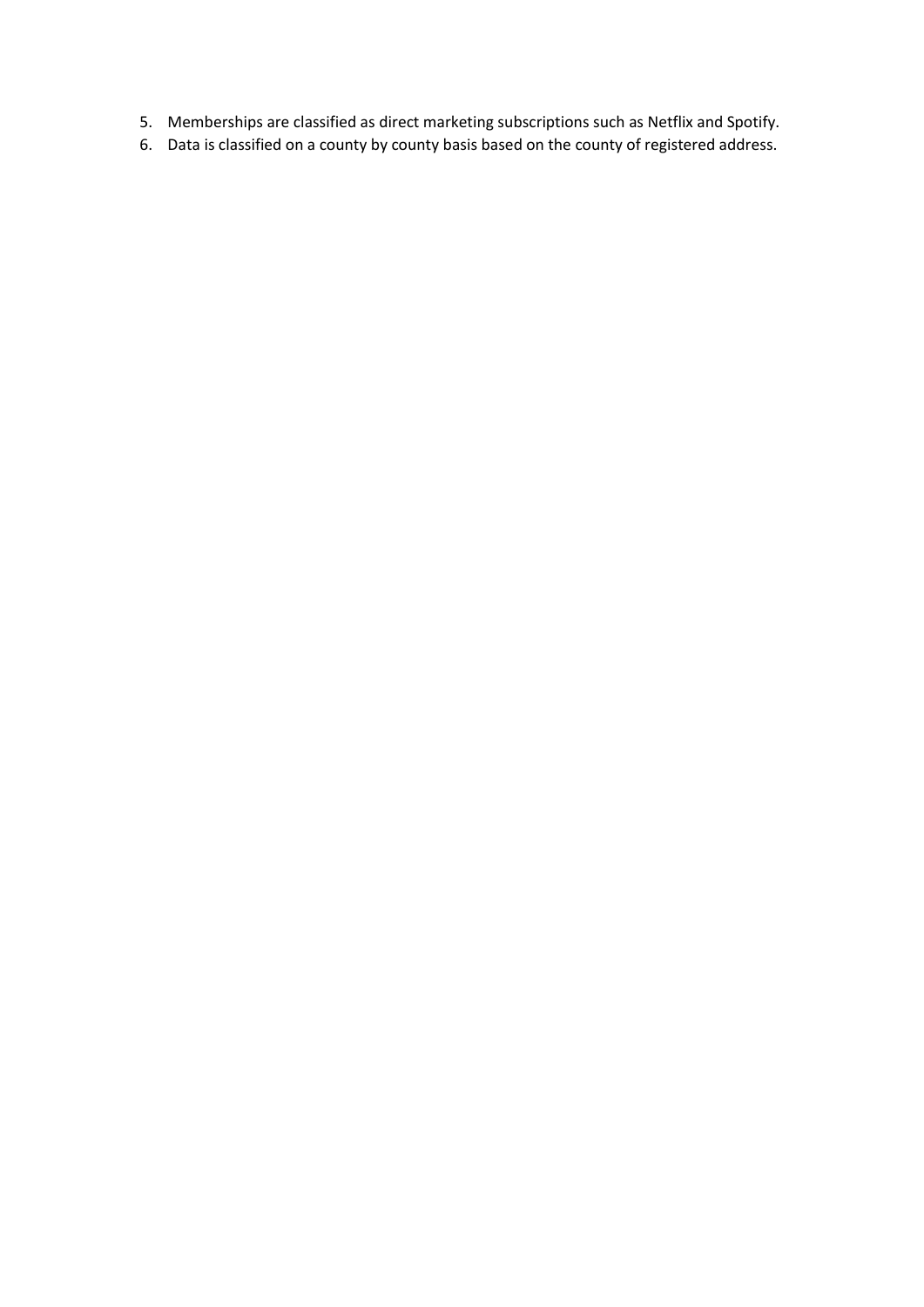5. Memberships are classified as direct marketing subscriptions such as Netflix and Spotify.
6. Data is classified on a county by county basis based on the county of registered address.